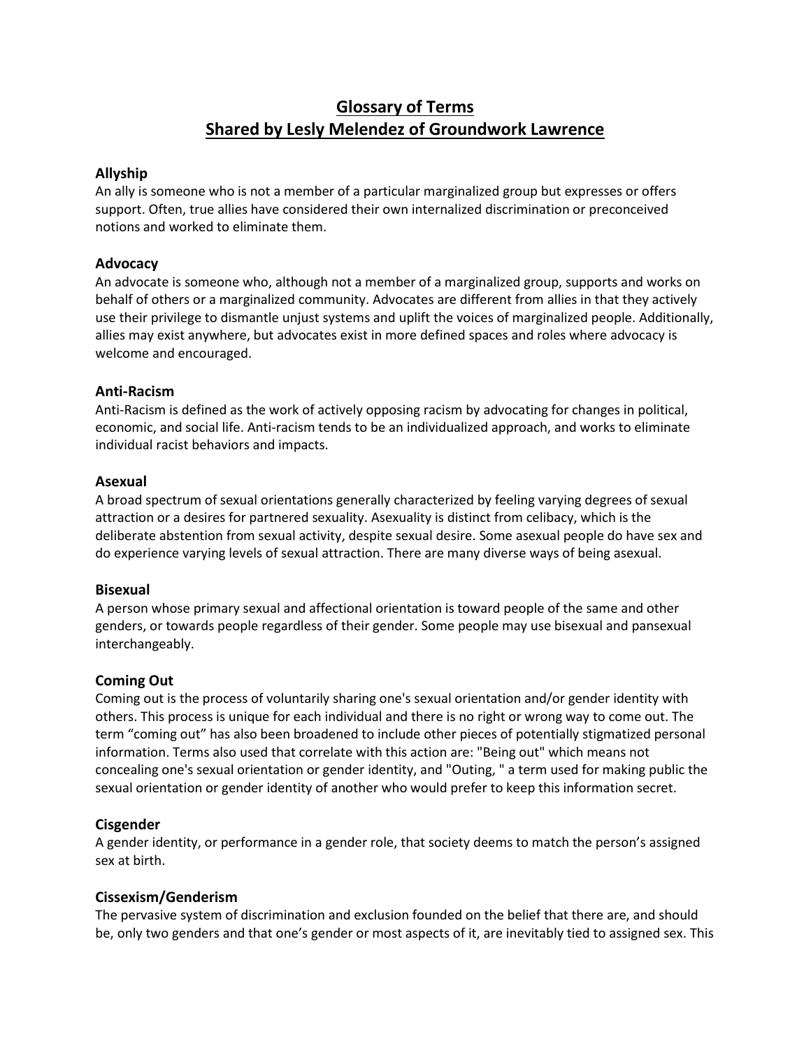# Glossary of Terms
# Shared by Lesly Melendez of Groundwork Lawrence

### Allyship

An ally is someone who is not a member of a particular marginalized group but expresses or offers support. Often, true allies have considered their own internalized discrimination or preconceived notions and worked to eliminate them.

### Advocacy

An advocate is someone who, although not a member of a marginalized group, supports and works on behalf of others or a marginalized community. Advocates are different from allies in that they actively use their privilege to dismantle unjust systems and uplift the voices of marginalized people. Additionally, allies may exist anywhere, but advocates exist in more defined spaces and roles where advocacy is welcome and encouraged.

### Anti-Racism

Anti-Racism is defined as the work of actively opposing racism by advocating for changes in political, economic, and social life. Anti-racism tends to be an individualized approach, and works to eliminate individual racist behaviors and impacts.

### Asexual

A broad spectrum of sexual orientations generally characterized by feeling varying degrees of sexual attraction or a desires for partnered sexuality. Asexuality is distinct from celibacy, which is the deliberate abstention from sexual activity, despite sexual desire. Some asexual people do have sex and do experience varying levels of sexual attraction. There are many diverse ways of being asexual.

### Bisexual

A person whose primary sexual and affectional orientation is toward people of the same and other genders, or towards people regardless of their gender. Some people may use bisexual and pansexual interchangeably.

### Coming Out

Coming out is the process of voluntarily sharing one's sexual orientation and/or gender identity with others. This process is unique for each individual and there is no right or wrong way to come out. The term "coming out" has also been broadened to include other pieces of potentially stigmatized personal information. Terms also used that correlate with this action are: "Being out" which means not concealing one's sexual orientation or gender identity, and "Outing, " a term used for making public the sexual orientation or gender identity of another who would prefer to keep this information secret.

### Cisgender

A gender identity, or performance in a gender role, that society deems to match the person's assigned sex at birth.

### Cissexism/Genderism

The pervasive system of discrimination and exclusion founded on the belief that there are, and should be, only two genders and that one's gender or most aspects of it, are inevitably tied to assigned sex. This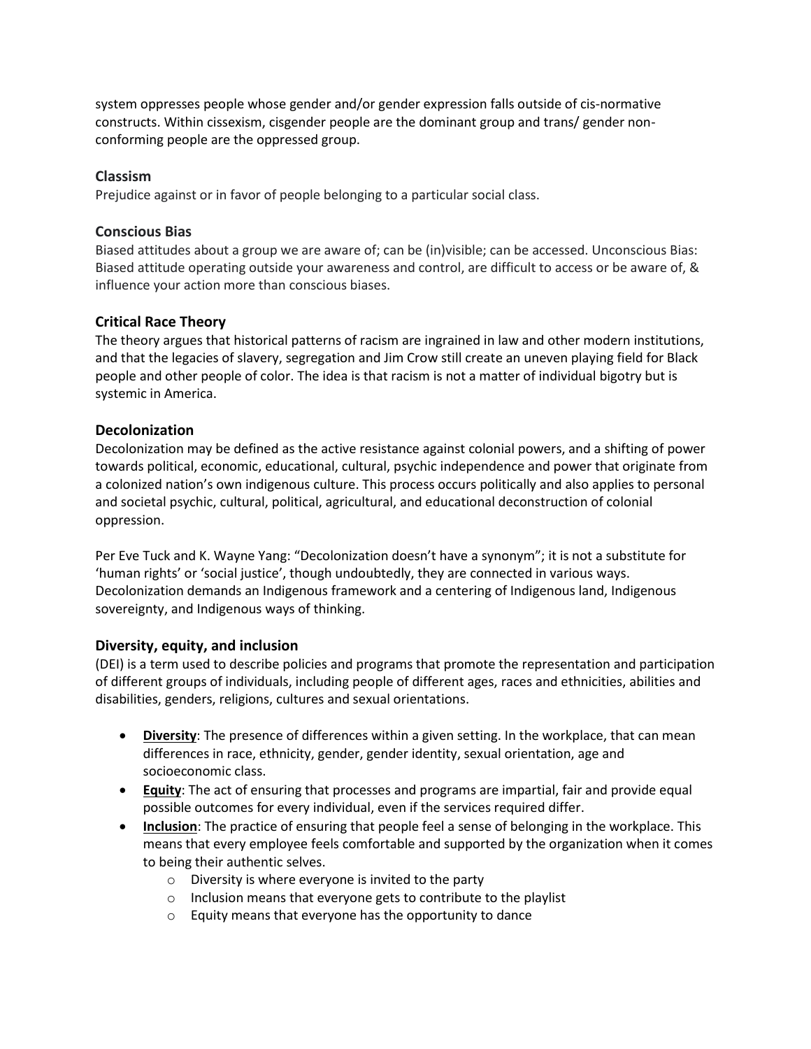system oppresses people whose gender and/or gender expression falls outside of cis-normative constructs. Within cissexism, cisgender people are the dominant group and trans/ gender non-conforming people are the oppressed group.

### Classism

Prejudice against or in favor of people belonging to a particular social class.

### Conscious Bias

Biased attitudes about a group we are aware of; can be (in)visible; can be accessed. Unconscious Bias: Biased attitude operating outside your awareness and control, are difficult to access or be aware of, & influence your action more than conscious biases.

### Critical Race Theory

The theory argues that historical patterns of racism are ingrained in law and other modern institutions, and that the legacies of slavery, segregation and Jim Crow still create an uneven playing field for Black people and other people of color. The idea is that racism is not a matter of individual bigotry but is systemic in America.

### Decolonization

Decolonization may be defined as the active resistance against colonial powers, and a shifting of power towards political, economic, educational, cultural, psychic independence and power that originate from a colonized nation's own indigenous culture. This process occurs politically and also applies to personal and societal psychic, cultural, political, agricultural, and educational deconstruction of colonial oppression.

Per Eve Tuck and K. Wayne Yang: "Decolonization doesn't have a synonym"; it is not a substitute for 'human rights' or 'social justice', though undoubtedly, they are connected in various ways. Decolonization demands an Indigenous framework and a centering of Indigenous land, Indigenous sovereignty, and Indigenous ways of thinking.

### Diversity, equity, and inclusion

(DEI) is a term used to describe policies and programs that promote the representation and participation of different groups of individuals, including people of different ages, races and ethnicities, abilities and disabilities, genders, religions, cultures and sexual orientations.

- **Diversity**: The presence of differences within a given setting. In the workplace, that can mean differences in race, ethnicity, gender, gender identity, sexual orientation, age and socioeconomic class.
- **Equity**: The act of ensuring that processes and programs are impartial, fair and provide equal possible outcomes for every individual, even if the services required differ.
- **Inclusion**: The practice of ensuring that people feel a sense of belonging in the workplace. This means that every employee feels comfortable and supported by the organization when it comes to being their authentic selves.
    - Diversity is where everyone is invited to the party
    - Inclusion means that everyone gets to contribute to the playlist
    - Equity means that everyone has the opportunity to dance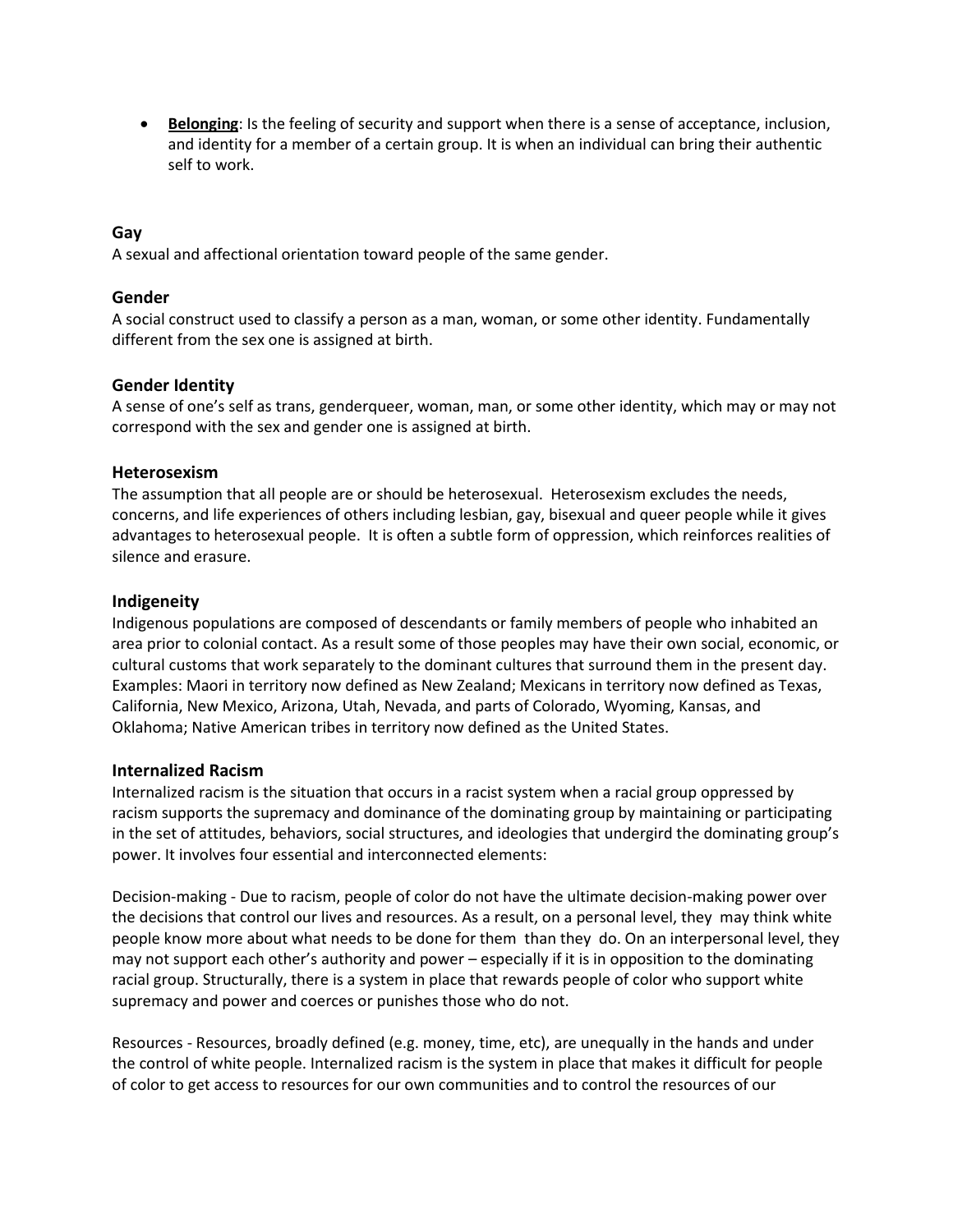- **Belonging**: Is the feeling of security and support when there is a sense of acceptance, inclusion, and identity for a member of a certain group. It is when an individual can bring their authentic self to work.

### Gay

A sexual and affectional orientation toward people of the same gender.

### Gender

A social construct used to classify a person as a man, woman, or some other identity. Fundamentally different from the sex one is assigned at birth.

### Gender Identity

A sense of one's self as trans, genderqueer, woman, man, or some other identity, which may or may not correspond with the sex and gender one is assigned at birth.

### Heterosexism

The assumption that all people are or should be heterosexual. Heterosexism excludes the needs, concerns, and life experiences of others including lesbian, gay, bisexual and queer people while it gives advantages to heterosexual people. It is often a subtle form of oppression, which reinforces realities of silence and erasure.

### Indigeneity

Indigenous populations are composed of descendants or family members of people who inhabited an area prior to colonial contact. As a result some of those peoples may have their own social, economic, or cultural customs that work separately to the dominant cultures that surround them in the present day. Examples: Maori in territory now defined as New Zealand; Mexicans in territory now defined as Texas, California, New Mexico, Arizona, Utah, Nevada, and parts of Colorado, Wyoming, Kansas, and Oklahoma; Native American tribes in territory now defined as the United States.

### Internalized Racism

Internalized racism is the situation that occurs in a racist system when a racial group oppressed by racism supports the supremacy and dominance of the dominating group by maintaining or participating in the set of attitudes, behaviors, social structures, and ideologies that undergird the dominating group's power. It involves four essential and interconnected elements:

Decision-making - Due to racism, people of color do not have the ultimate decision-making power over the decisions that control our lives and resources. As a result, on a personal level, they may think white people know more about what needs to be done for them than they do. On an interpersonal level, they may not support each other's authority and power – especially if it is in opposition to the dominating racial group. Structurally, there is a system in place that rewards people of color who support white supremacy and power and coerces or punishes those who do not.

Resources - Resources, broadly defined (e.g. money, time, etc), are unequally in the hands and under the control of white people. Internalized racism is the system in place that makes it difficult for people of color to get access to resources for our own communities and to control the resources of our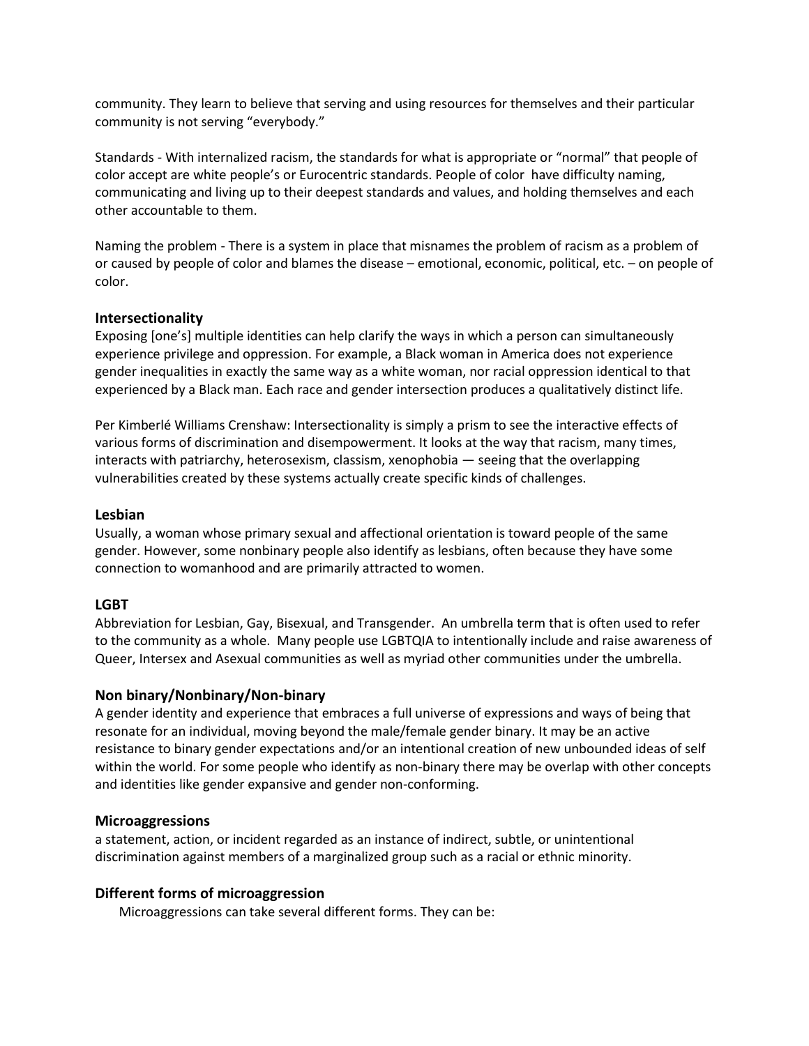community. They learn to believe that serving and using resources for themselves and their particular community is not serving "everybody."

Standards - With internalized racism, the standards for what is appropriate or "normal" that people of color accept are white people's or Eurocentric standards. People of color have difficulty naming, communicating and living up to their deepest standards and values, and holding themselves and each other accountable to them.

Naming the problem - There is a system in place that misnames the problem of racism as a problem of or caused by people of color and blames the disease – emotional, economic, political, etc. – on people of color.

### Intersectionality

Exposing [one's] multiple identities can help clarify the ways in which a person can simultaneously experience privilege and oppression. For example, a Black woman in America does not experience gender inequalities in exactly the same way as a white woman, nor racial oppression identical to that experienced by a Black man. Each race and gender intersection produces a qualitatively distinct life.

Per Kimberlé Williams Crenshaw: Intersectionality is simply a prism to see the interactive effects of various forms of discrimination and disempowerment. It looks at the way that racism, many times, interacts with patriarchy, heterosexism, classism, xenophobia — seeing that the overlapping vulnerabilities created by these systems actually create specific kinds of challenges.

### Lesbian

Usually, a woman whose primary sexual and affectional orientation is toward people of the same gender. However, some nonbinary people also identify as lesbians, often because they have some connection to womanhood and are primarily attracted to women.

### LGBT

Abbreviation for Lesbian, Gay, Bisexual, and Transgender. An umbrella term that is often used to refer to the community as a whole. Many people use LGBTQIA to intentionally include and raise awareness of Queer, Intersex and Asexual communities as well as myriad other communities under the umbrella.

### Non binary/Nonbinary/Non-binary

A gender identity and experience that embraces a full universe of expressions and ways of being that resonate for an individual, moving beyond the male/female gender binary. It may be an active resistance to binary gender expectations and/or an intentional creation of new unbounded ideas of self within the world. For some people who identify as non-binary there may be overlap with other concepts and identities like gender expansive and gender non-conforming.

### Microaggressions

a statement, action, or incident regarded as an instance of indirect, subtle, or unintentional discrimination against members of a marginalized group such as a racial or ethnic minority.

### Different forms of microaggression

Microaggressions can take several different forms. They can be: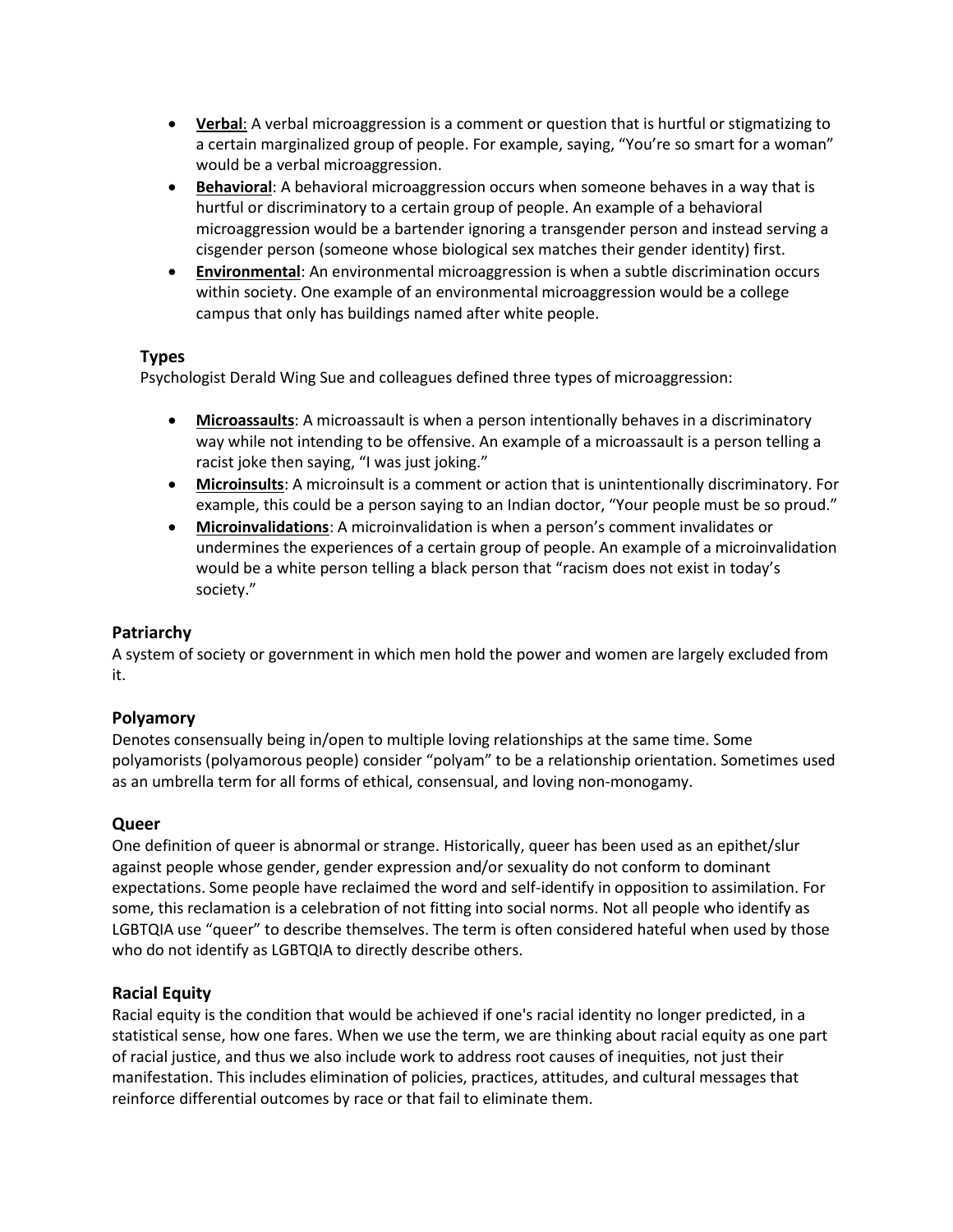- **Verbal**: A verbal microaggression is a comment or question that is hurtful or stigmatizing to a certain marginalized group of people. For example, saying, "You're so smart for a woman" would be a verbal microaggression.
- **Behavioral**: A behavioral microaggression occurs when someone behaves in a way that is hurtful or discriminatory to a certain group of people. An example of a behavioral microaggression would be a bartender ignoring a transgender person and instead serving a cisgender person (someone whose biological sex matches their gender identity) first.
- **Environmental**: An environmental microaggression is when a subtle discrimination occurs within society. One example of an environmental microaggression would be a college campus that only has buildings named after white people.

### Types

Psychologist Derald Wing Sue and colleagues defined three types of microaggression:

- **Microassaults**: A microassault is when a person intentionally behaves in a discriminatory way while not intending to be offensive. An example of a microassault is a person telling a racist joke then saying, "I was just joking."
- **Microinsults**: A microinsult is a comment or action that is unintentionally discriminatory. For example, this could be a person saying to an Indian doctor, "Your people must be so proud."
- **Microinvalidations**: A microinvalidation is when a person's comment invalidates or undermines the experiences of a certain group of people. An example of a microinvalidation would be a white person telling a black person that "racism does not exist in today's society."

## Patriarchy

A system of society or government in which men hold the power and women are largely excluded from it.

## Polyamory

Denotes consensually being in/open to multiple loving relationships at the same time. Some polyamorists (polyamorous people) consider "polyam" to be a relationship orientation. Sometimes used as an umbrella term for all forms of ethical, consensual, and loving non-monogamy.

## Queer

One definition of queer is abnormal or strange. Historically, queer has been used as an epithet/slur against people whose gender, gender expression and/or sexuality do not conform to dominant expectations. Some people have reclaimed the word and self-identify in opposition to assimilation. For some, this reclamation is a celebration of not fitting into social norms. Not all people who identify as LGBTQIA use "queer" to describe themselves. The term is often considered hateful when used by those who do not identify as LGBTQIA to directly describe others.

## Racial Equity

Racial equity is the condition that would be achieved if one's racial identity no longer predicted, in a statistical sense, how one fares. When we use the term, we are thinking about racial equity as one part of racial justice, and thus we also include work to address root causes of inequities, not just their manifestation. This includes elimination of policies, practices, attitudes, and cultural messages that reinforce differential outcomes by race or that fail to eliminate them.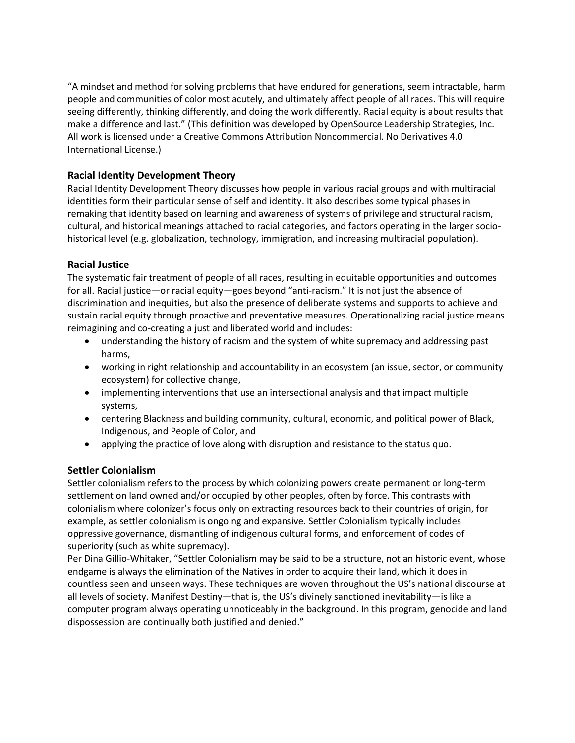"A mindset and method for solving problems that have endured for generations, seem intractable, harm people and communities of color most acutely, and ultimately affect people of all races. This will require seeing differently, thinking differently, and doing the work differently. Racial equity is about results that make a difference and last." (This definition was developed by OpenSource Leadership Strategies, Inc. All work is licensed under a Creative Commons Attribution Noncommercial. No Derivatives 4.0 International License.)

### Racial Identity Development Theory

Racial Identity Development Theory discusses how people in various racial groups and with multiracial identities form their particular sense of self and identity. It also describes some typical phases in remaking that identity based on learning and awareness of systems of privilege and structural racism, cultural, and historical meanings attached to racial categories, and factors operating in the larger socio-historical level (e.g. globalization, technology, immigration, and increasing multiracial population).

### Racial Justice

The systematic fair treatment of people of all races, resulting in equitable opportunities and outcomes for all. Racial justice—or racial equity—goes beyond "anti-racism." It is not just the absence of discrimination and inequities, but also the presence of deliberate systems and supports to achieve and sustain racial equity through proactive and preventative measures. Operationalizing racial justice means reimagining and co-creating a just and liberated world and includes:

- understanding the history of racism and the system of white supremacy and addressing past harms,
- working in right relationship and accountability in an ecosystem (an issue, sector, or community ecosystem) for collective change,
- implementing interventions that use an intersectional analysis and that impact multiple systems,
- centering Blackness and building community, cultural, economic, and political power of Black, Indigenous, and People of Color, and
- applying the practice of love along with disruption and resistance to the status quo.

### Settler Colonialism

Settler colonialism refers to the process by which colonizing powers create permanent or long-term settlement on land owned and/or occupied by other peoples, often by force. This contrasts with colonialism where colonizer's focus only on extracting resources back to their countries of origin, for example, as settler colonialism is ongoing and expansive. Settler Colonialism typically includes oppressive governance, dismantling of indigenous cultural forms, and enforcement of codes of superiority (such as white supremacy).

Per Dina Gillio-Whitaker, "Settler Colonialism may be said to be a structure, not an historic event, whose endgame is always the elimination of the Natives in order to acquire their land, which it does in countless seen and unseen ways. These techniques are woven throughout the US's national discourse at all levels of society. Manifest Destiny—that is, the US's divinely sanctioned inevitability—is like a computer program always operating unnoticeably in the background. In this program, genocide and land dispossession are continually both justified and denied."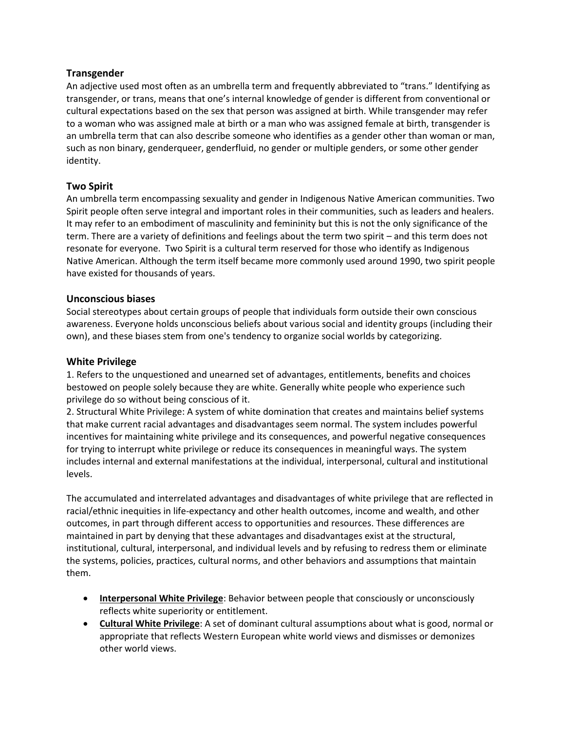### Transgender

An adjective used most often as an umbrella term and frequently abbreviated to "trans." Identifying as transgender, or trans, means that one's internal knowledge of gender is different from conventional or cultural expectations based on the sex that person was assigned at birth. While transgender may refer to a woman who was assigned male at birth or a man who was assigned female at birth, transgender is an umbrella term that can also describe someone who identifies as a gender other than woman or man, such as non binary, genderqueer, genderfluid, no gender or multiple genders, or some other gender identity.

### Two Spirit

An umbrella term encompassing sexuality and gender in Indigenous Native American communities. Two Spirit people often serve integral and important roles in their communities, such as leaders and healers. It may refer to an embodiment of masculinity and femininity but this is not the only significance of the term. There are a variety of definitions and feelings about the term two spirit – and this term does not resonate for everyone. Two Spirit is a cultural term reserved for those who identify as Indigenous Native American. Although the term itself became more commonly used around 1990, two spirit people have existed for thousands of years.

### Unconscious biases

Social stereotypes about certain groups of people that individuals form outside their own conscious awareness. Everyone holds unconscious beliefs about various social and identity groups (including their own), and these biases stem from one's tendency to organize social worlds by categorizing.

### White Privilege

1. Refers to the unquestioned and unearned set of advantages, entitlements, benefits and choices bestowed on people solely because they are white. Generally white people who experience such privilege do so without being conscious of it.
2. Structural White Privilege: A system of white domination that creates and maintains belief systems that make current racial advantages and disadvantages seem normal. The system includes powerful incentives for maintaining white privilege and its consequences, and powerful negative consequences for trying to interrupt white privilege or reduce its consequences in meaningful ways. The system includes internal and external manifestations at the individual, interpersonal, cultural and institutional levels.

The accumulated and interrelated advantages and disadvantages of white privilege that are reflected in racial/ethnic inequities in life-expectancy and other health outcomes, income and wealth, and other outcomes, in part through different access to opportunities and resources. These differences are maintained in part by denying that these advantages and disadvantages exist at the structural, institutional, cultural, interpersonal, and individual levels and by refusing to redress them or eliminate the systems, policies, practices, cultural norms, and other behaviors and assumptions that maintain them.

- **Interpersonal White Privilege**: Behavior between people that consciously or unconsciously reflects white superiority or entitlement.
- **Cultural White Privilege**: A set of dominant cultural assumptions about what is good, normal or appropriate that reflects Western European white world views and dismisses or demonizes other world views.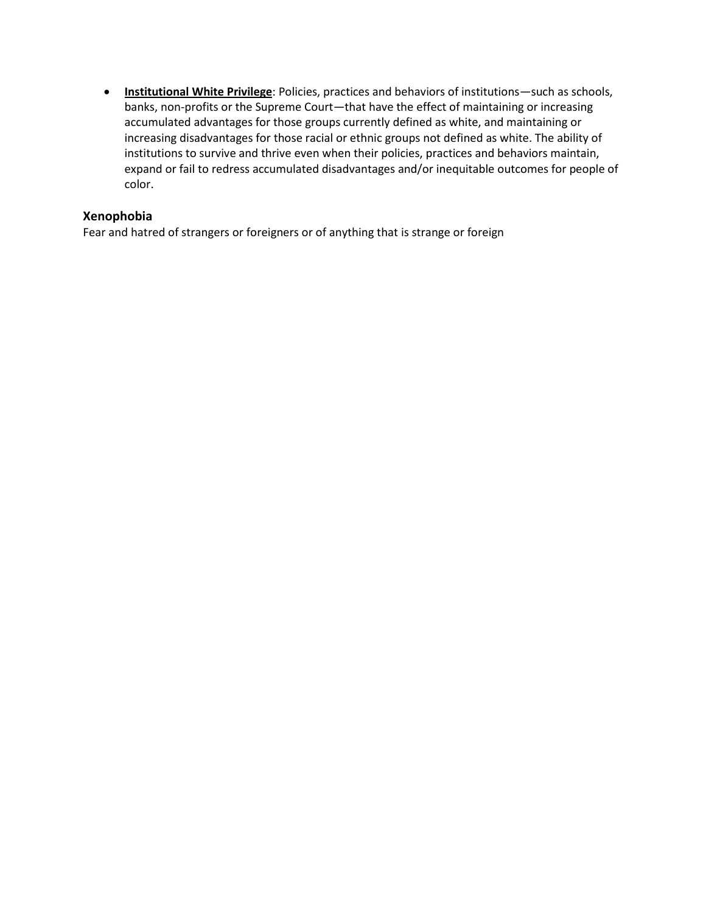- **Institutional White Privilege**: Policies, practices and behaviors of institutions—such as schools, banks, non-profits or the Supreme Court—that have the effect of maintaining or increasing accumulated advantages for those groups currently defined as white, and maintaining or increasing disadvantages for those racial or ethnic groups not defined as white. The ability of institutions to survive and thrive even when their policies, practices and behaviors maintain, expand or fail to redress accumulated disadvantages and/or inequitable outcomes for people of color.

## Xenophobia

Fear and hatred of strangers or foreigners or of anything that is strange or foreign